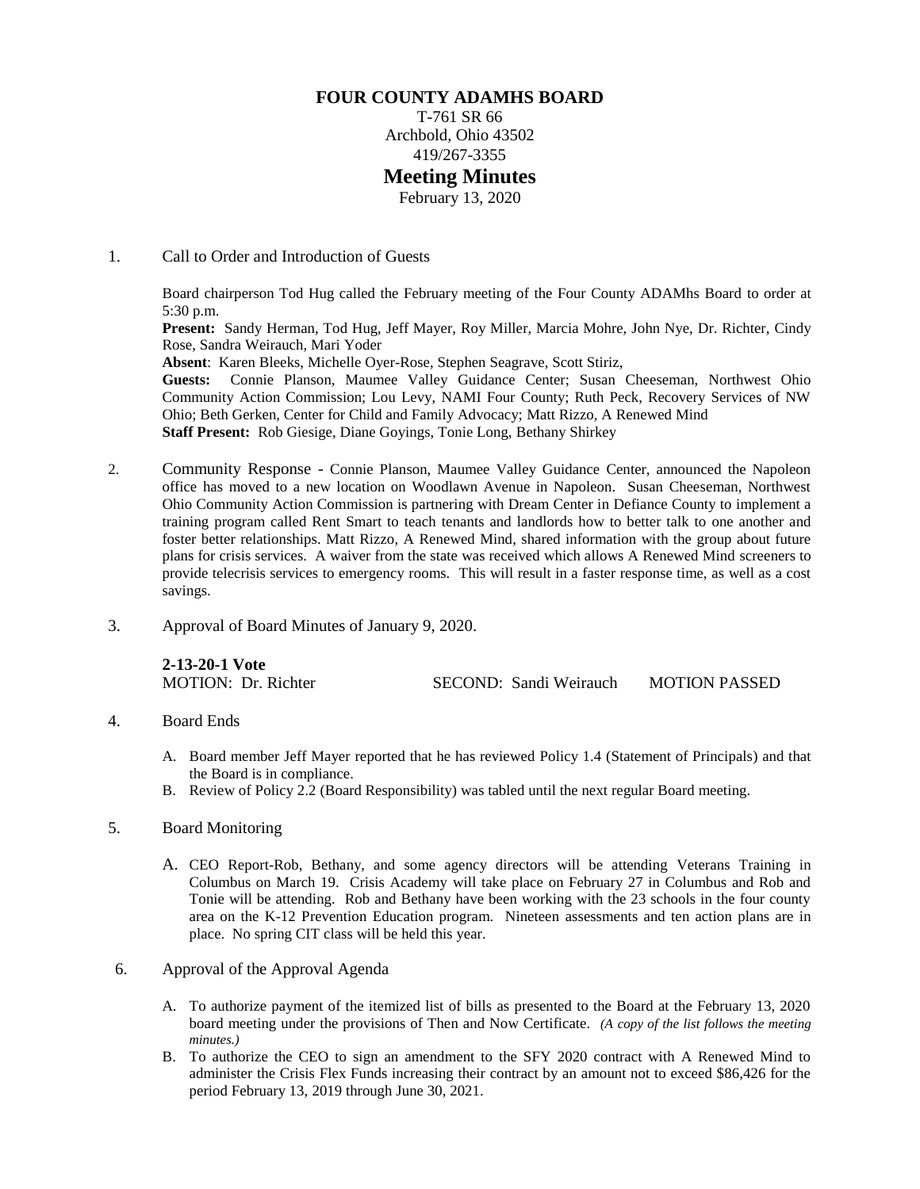# FOUR COUNTY ADAMHS BOARD

T-761 SR 66
Archbold, Ohio 43502
419/267-3355

## Meeting Minutes

February 13, 2020

1. Call to Order and Introduction of Guests

   Board chairperson Tod Hug called the February meeting of the Four County ADAMhs Board to order at 5:30 p.m.
   **Present:** Sandy Herman, Tod Hug, Jeff Mayer, Roy Miller, Marcia Mohre, John Nye, Dr. Richter, Cindy Rose, Sandra Weirauch, Mari Yoder
   **Absent**: Karen Bleeks, Michelle Oyer-Rose, Stephen Seagrave, Scott Stiriz,
   **Guests:** Connie Planson, Maumee Valley Guidance Center; Susan Cheeseman, Northwest Ohio Community Action Commission; Lou Levy, NAMI Four County; Ruth Peck, Recovery Services of NW Ohio; Beth Gerken, Center for Child and Family Advocacy; Matt Rizzo, A Renewed Mind
   **Staff Present:** Rob Giesige, Diane Goyings, Tonie Long, Bethany Shirkey

2. Community Response - Connie Planson, Maumee Valley Guidance Center, announced the Napoleon office has moved to a new location on Woodlawn Avenue in Napoleon. Susan Cheeseman, Northwest Ohio Community Action Commission is partnering with Dream Center in Defiance County to implement a training program called Rent Smart to teach tenants and landlords how to better talk to one another and foster better relationships. Matt Rizzo, A Renewed Mind, shared information with the group about future plans for crisis services. A waiver from the state was received which allows A Renewed Mind screeners to provide telecrisis services to emergency rooms. This will result in a faster response time, as well as a cost savings.

3. Approval of Board Minutes of January 9, 2020.

   **2-13-20-1 Vote**
   MOTION: Dr. Richter SECOND: Sandi Weirauch MOTION PASSED

4. Board Ends

   A. Board member Jeff Mayer reported that he has reviewed Policy 1.4 (Statement of Principals) and that the Board is in compliance.
   B. Review of Policy 2.2 (Board Responsibility) was tabled until the next regular Board meeting.

5. Board Monitoring

   A. CEO Report-Rob, Bethany, and some agency directors will be attending Veterans Training in Columbus on March 19. Crisis Academy will take place on February 27 in Columbus and Rob and Tonie will be attending. Rob and Bethany have been working with the 23 schools in the four county area on the K-12 Prevention Education program. Nineteen assessments and ten action plans are in place. No spring CIT class will be held this year.

6. Approval of the Approval Agenda

   A. To authorize payment of the itemized list of bills as presented to the Board at the February 13, 2020 board meeting under the provisions of Then and Now Certificate. *(A copy of the list follows the meeting minutes.)*
   B. To authorize the CEO to sign an amendment to the SFY 2020 contract with A Renewed Mind to administer the Crisis Flex Funds increasing their contract by an amount not to exceed $86,426 for the period February 13, 2019 through June 30, 2021.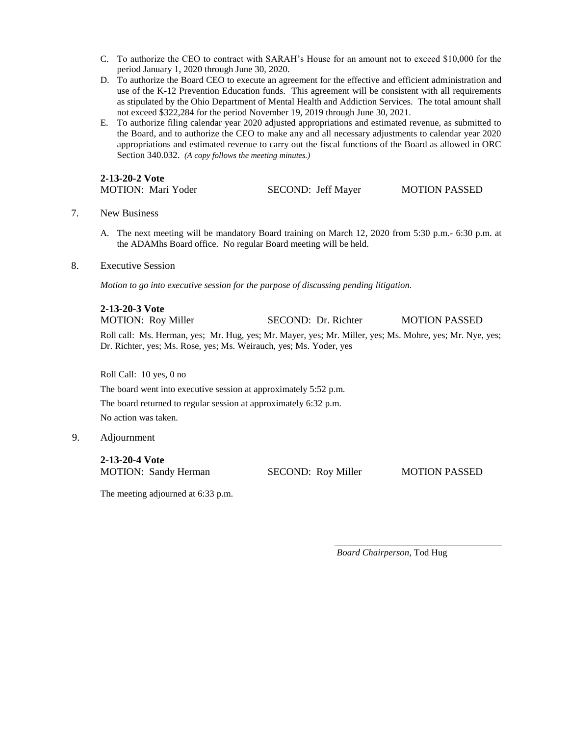C. To authorize the CEO to contract with SARAH's House for an amount not to exceed $10,000 for the period January 1, 2020 through June 30, 2020.

D. To authorize the Board CEO to execute an agreement for the effective and efficient administration and use of the K-12 Prevention Education funds. This agreement will be consistent with all requirements as stipulated by the Ohio Department of Mental Health and Addiction Services. The total amount shall not exceed $322,284 for the period November 19, 2019 through June 30, 2021.

E. To authorize filing calendar year 2020 adjusted appropriations and estimated revenue, as submitted to the Board, and to authorize the CEO to make any and all necessary adjustments to calendar year 2020 appropriations and estimated revenue to carry out the fiscal functions of the Board as allowed in ORC Section 340.032. *(A copy follows the meeting minutes.)*

**2-13-20-2 Vote**

MOTION: Mari Yoder SECOND: Jeff Mayer MOTION PASSED

7. New Business

A. The next meeting will be mandatory Board training on March 12, 2020 from 5:30 p.m.- 6:30 p.m. at the ADAMhs Board office. No regular Board meeting will be held.

8. Executive Session

*Motion to go into executive session for the purpose of discussing pending litigation.*

**2-13-20-3 Vote**

MOTION: Roy Miller SECOND: Dr. Richter MOTION PASSED

Roll call: Ms. Herman, yes; Mr. Hug, yes; Mr. Mayer, yes; Mr. Miller, yes; Ms. Mohre, yes; Mr. Nye, yes; Dr. Richter, yes; Ms. Rose, yes; Ms. Weirauch, yes; Ms. Yoder, yes

Roll Call: 10 yes, 0 no

The board went into executive session at approximately 5:52 p.m.

The board returned to regular session at approximately 6:32 p.m.

No action was taken.

9. Adjournment

**2-13-20-4 Vote**

MOTION: Sandy Herman SECOND: Roy Miller MOTION PASSED

The meeting adjourned at 6:33 p.m.

*Board Chairperson,* Tod Hug